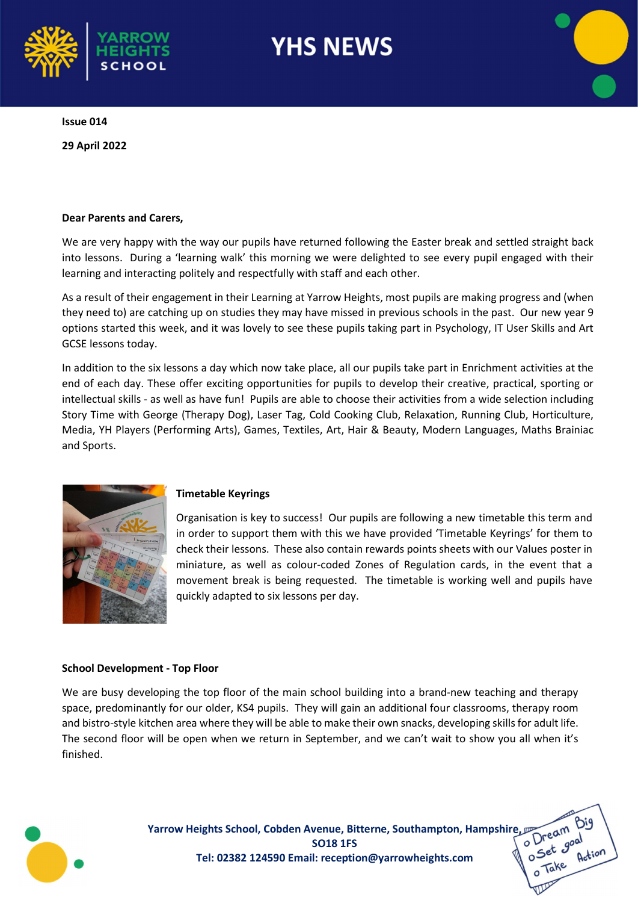# YHS NEWS

**Issue 014**

**29 April 2022**

**Dear Parents and Carers,**

We are very happy with the way our pupils have returned following the Easter break and settled straight back into lessons. During a 'learning walk' this morning we were delighted to see every pupil engaged with their learning and interacting politely and respectfully with staff and each other.

As a result of their engagement in their Learning at Yarrow Heights, most pupils are making progress and (when they need to) are catching up on studies they may have missed in previous schools in the past. Our new year 9 options started this week, and it was lovely to see these pupils taking part in Psychology, IT User Skills and Art GCSE lessons today.

In addition to the six lessons a day which now take place, all our pupils take part in Enrichment activities at the end of each day. These offer exciting opportunities for pupils to develop their creative, practical, sporting or intellectual skills - as well as have fun! Pupils are able to choose their activities from a wide selection including Story Time with George (Therapy Dog), Laser Tag, Cold Cooking Club, Relaxation, Running Club, Horticulture, Media, YH Players (Performing Arts), Games, Textiles, Art, Hair & Beauty, Modern Languages, Maths Brainiac and Sports.

**Timetable Keyrings**

Organisation is key to success! Our pupils are following a new timetable this term and in order to support them with this we have provided 'Timetable Keyrings' for them to check their lessons. These also contain rewards points sheets with our Values poster in miniature, as well as colour-coded Zones of Regulation cards, in the event that a movement break is being requested. The timetable is working well and pupils have quickly adapted to six lessons per day.

**School Development - Top Floor**

We are busy developing the top floor of the main school building into a brand-new teaching and therapy space, predominantly for our older, KS4 pupils. They will gain an additional four classrooms, therapy room and bistro-style kitchen area where they will be able to make their own snacks, developing skills for adult life. The second floor will be open when we return in September, and we can't wait to show you all when it's finished.

**Yarrow Heights School, Cobden Avenue, Bitterne, Southampton, Hampshire, SO18 1FS**
**Tel: 02382 124590 Email: reception@yarrowheights.com**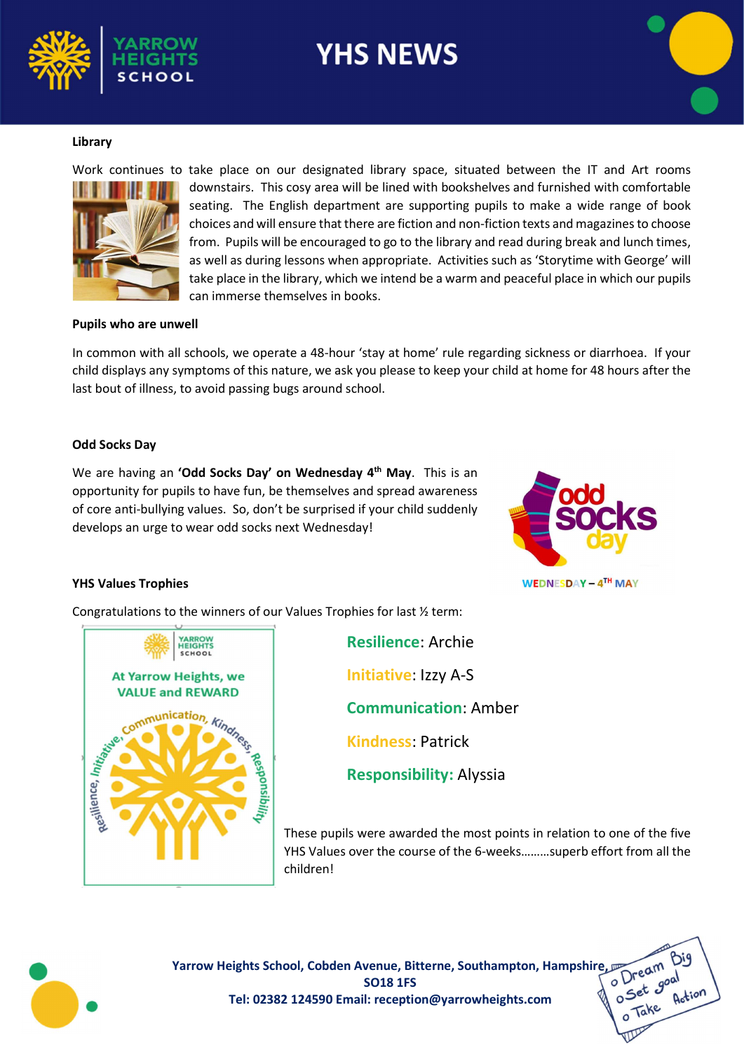## Library

Work continues to take place on our designated library space, situated between the IT and Art rooms downstairs. This cosy area will be lined with bookshelves and furnished with comfortable seating. The English department are supporting pupils to make a wide range of book choices and will ensure that there are fiction and non-fiction texts and magazines to choose from. Pupils will be encouraged to go to the library and read during break and lunch times, as well as during lessons when appropriate. Activities such as 'Storytime with George' will take place in the library, which we intend be a warm and peaceful place in which our pupils can immerse themselves in books.

## Pupils who are unwell

In common with all schools, we operate a 48-hour 'stay at home' rule regarding sickness or diarrhoea. If your child displays any symptoms of this nature, we ask you please to keep your child at home for 48 hours after the last bout of illness, to avoid passing bugs around school.

## Odd Socks Day

We are having an **'Odd Socks Day' on Wednesday 4th May**. This is an opportunity for pupils to have fun, be themselves and spread awareness of core anti-bullying values. So, don't be surprised if your child suddenly develops an urge to wear odd socks next Wednesday!

## YHS Values Trophies

Congratulations to the winners of our Values Trophies for last ½ term:

**Resilience**: Archie

**Initiative**: Izzy A-S

**Communication**: Amber

**Kindness**: Patrick

**Responsibility:** Alyssia

These pupils were awarded the most points in relation to one of the five YHS Values over the course of the 6-weeks………superb effort from all the children!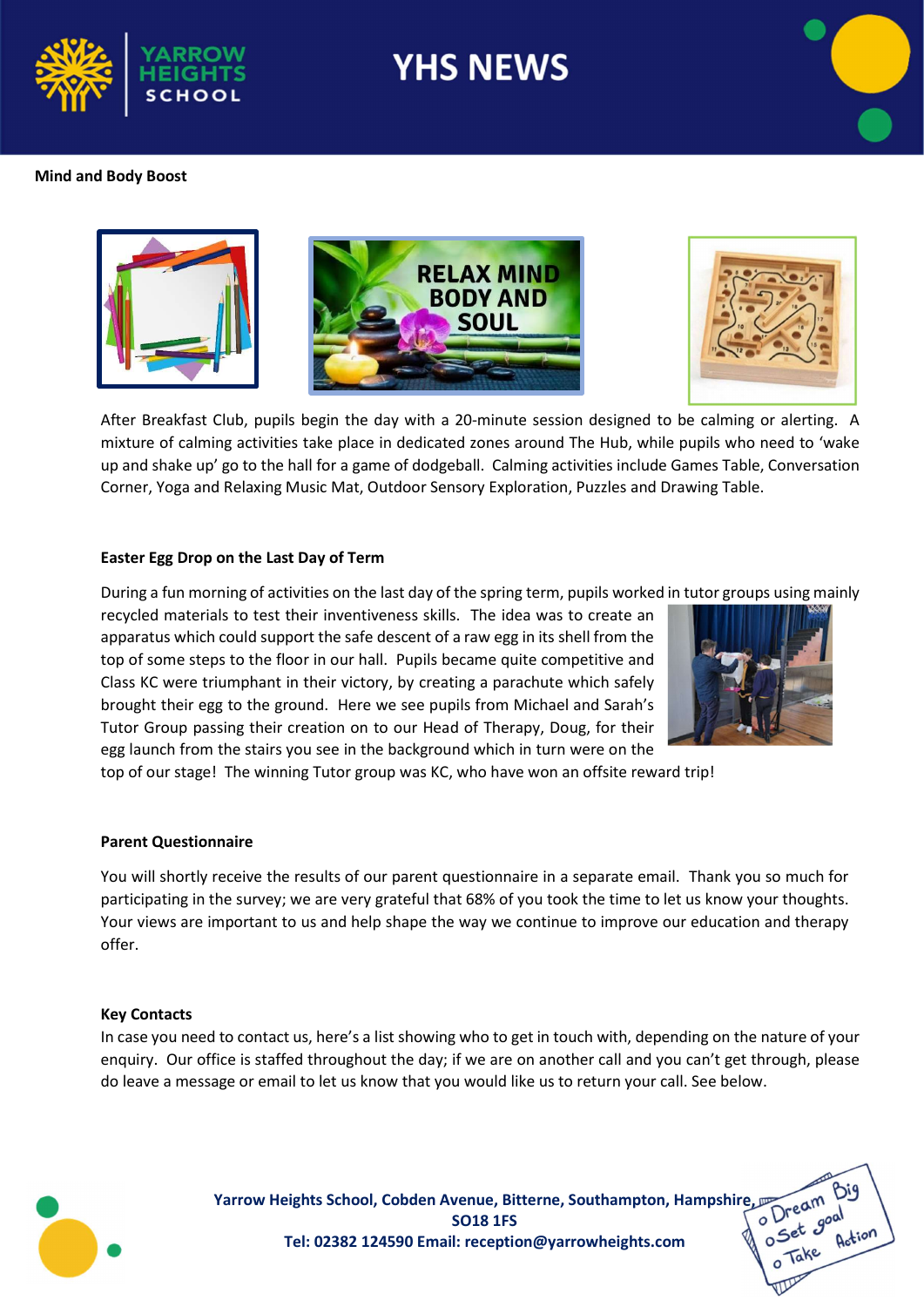**Mind and Body Boost**

After Breakfast Club, pupils begin the day with a 20-minute session designed to be calming or alerting. A mixture of calming activities take place in dedicated zones around The Hub, while pupils who need to 'wake up and shake up' go to the hall for a game of dodgeball. Calming activities include Games Table, Conversation Corner, Yoga and Relaxing Music Mat, Outdoor Sensory Exploration, Puzzles and Drawing Table.

**Easter Egg Drop on the Last Day of Term**

During a fun morning of activities on the last day of the spring term, pupils worked in tutor groups using mainly recycled materials to test their inventiveness skills. The idea was to create an apparatus which could support the safe descent of a raw egg in its shell from the top of some steps to the floor in our hall. Pupils became quite competitive and Class KC were triumphant in their victory, by creating a parachute which safely brought their egg to the ground. Here we see pupils from Michael and Sarah's Tutor Group passing their creation on to our Head of Therapy, Doug, for their egg launch from the stairs you see in the background which in turn were on the top of our stage! The winning Tutor group was KC, who have won an offsite reward trip!

**Parent Questionnaire**

You will shortly receive the results of our parent questionnaire in a separate email. Thank you so much for participating in the survey; we are very grateful that 68% of you took the time to let us know your thoughts. Your views are important to us and help shape the way we continue to improve our education and therapy offer.

**Key Contacts**

In case you need to contact us, here's a list showing who to get in touch with, depending on the nature of your enquiry. Our office is staffed throughout the day; if we are on another call and you can't get through, please do leave a message or email to let us know that you would like us to return your call. See below.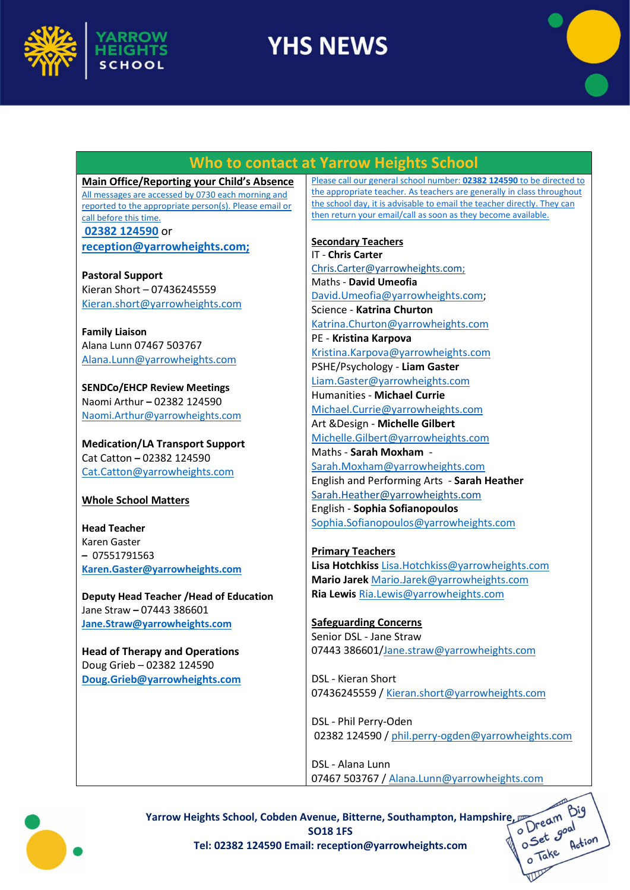# YHS NEWS

## Who to contact at Yarrow Heights School

**Main Office/Reporting your Child's Absence**

All messages are accessed by 0730 each morning and reported to the appropriate person(s). Please email or call before this time.

02382 124590 or

**reception@yarrowheights.com;**

**Pastoral Support**
Kieran Short – 07436245559
Kieran.short@yarrowheights.com

**Family Liaison**
Alana Lunn 07467 503767
Alana.Lunn@yarrowheights.com

**SENDCo/EHCP Review Meetings**
Naomi Arthur – 02382 124590
Naomi.Arthur@yarrowheights.com

**Medication/LA Transport Support**
Cat Catton – 02382 124590
Cat.Catton@yarrowheights.com

**Whole School Matters**

**Head Teacher**
Karen Gaster
– 07551791563
**Karen.Gaster@yarrowheights.com**

**Deputy Head Teacher /Head of Education**
Jane Straw – 07443 386601
**Jane.Straw@yarrowheights.com**

**Head of Therapy and Operations**
Doug Grieb – 02382 124590
**Doug.Grieb@yarrowheights.com**

Please call our general school number: **02382 124590** to be directed to the appropriate teacher. As teachers are generally in class throughout the school day, it is advisable to email the teacher directly. They can then return your email/call as soon as they become available.

**Secondary Teachers**

IT - **Chris Carter**
Chris.Carter@yarrowheights.com;
Maths - **David Umeofia**
David.Umeofia@yarrowheights.com;
Science - **Katrina Churton**
Katrina.Churton@yarrowheights.com
PE - **Kristina Karpova**
Kristina.Karpova@yarrowheights.com
PSHE/Psychology - **Liam Gaster**
Liam.Gaster@yarrowheights.com
Humanities - **Michael Currie**
Michael.Currie@yarrowheights.com
Art &Design - **Michelle Gilbert**
Michelle.Gilbert@yarrowheights.com
Maths - **Sarah Moxham** -
Sarah.Moxham@yarrowheights.com
English and Performing Arts - **Sarah Heather**
Sarah.Heather@yarrowheights.com
English - **Sophia Sofianopoulos**
Sophia.Sofianopoulos@yarrowheights.com

**Primary Teachers**

**Lisa Hotchkiss** Lisa.Hotchkiss@yarrowheights.com
**Mario Jarek** Mario.Jarek@yarrowheights.com
**Ria Lewis** Ria.Lewis@yarrowheights.com

**Safeguarding Concerns**

Senior DSL - Jane Straw
07443 386601/Jane.straw@yarrowheights.com

DSL - Kieran Short
07436245559 / Kieran.short@yarrowheights.com

DSL - Phil Perry-Oden
02382 124590 / phil.perry-ogden@yarrowheights.com

DSL - Alana Lunn
07467 503767 / Alana.Lunn@yarrowheights.com

**Yarrow Heights School, Cobden Avenue, Bitterne, Southampton, Hampshire, SO18 1FS**
**Tel: 02382 124590 Email: reception@yarrowheights.com**